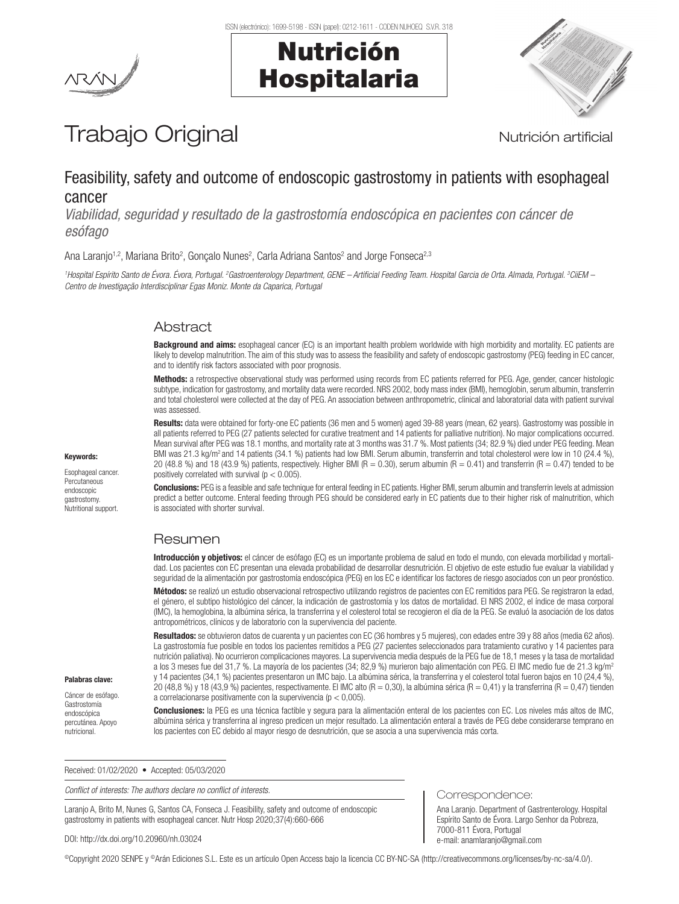# Trabajo Original

Nutrición artificial

## Feasibility, safety and outcome of endoscopic gastrostomy in patients with esophageal cancer

*Viabilidad, seguridad y resultado de la gastrostomía endoscópica en pacientes con cáncer de esófago*

Ana Laranjo[1,2], Mariana Brito[2], Gonçalo Nunes[2], Carla Adriana Santos[2] and Jorge Fonseca[2,3]

[1]*Hospital Espírito Santo de Évora. Évora, Portugal.* [2]*Gastroenterology Department, GENE – Artificial Feeding Team. Hospital Garcia de Orta. Almada, Portugal.* [3]*CiiEM – Centro de Investigação Interdisciplinar Egas Moniz. Monte da Caparica, Portugal*

### Abstract

**Background and aims:** esophageal cancer (EC) is an important health problem worldwide with high morbidity and mortality. EC patients are likely to develop malnutrition. The aim of this study was to assess the feasibility and safety of endoscopic gastrostomy (PEG) feeding in EC cancer, and to identify risk factors associated with poor prognosis.

**Methods:** a retrospective observational study was performed using records from EC patients referred for PEG. Age, gender, cancer histologic subtype, indication for gastrostomy, and mortality data were recorded. NRS 2002, body mass index (BMI), hemoglobin, serum albumin, transferrin and total cholesterol were collected at the day of PEG. An association between anthropometric, clinical and laboratorial data with patient survival was assessed.

**Results:** data were obtained for forty-one EC patients (36 men and 5 women) aged 39-88 years (mean, 62 years). Gastrostomy was possible in all patients referred to PEG (27 patients selected for curative treatment and 14 patients for palliative nutrition). No major complications occurred. Mean survival after PEG was 18.1 months, and mortality rate at 3 months was 31.7 %. Most patients (34; 82.9 %) died under PEG feeding. Mean BMI was 21.3 kg/m$^2$ and 14 patients (34.1 %) patients had low BMI. Serum albumin, transferrin and total cholesterol were low in 10 (24.4 %), 20 (48.8 %) and 18 (43.9 %) patients, respectively. Higher BMI ($R = 0.30$), serum albumin ($R = 0.41$) and transferrin ($R = 0.47$) tended to be positively correlated with survival ($p < 0.005$).

**Conclusions:** PEG is a feasible and safe technique for enteral feeding in EC patients. Higher BMI, serum albumin and transferrin levels at admission predict a better outcome. Enteral feeding through PEG should be considered early in EC patients due to their higher risk of malnutrition, which is associated with shorter survival.

**Keywords:**

Esophageal cancer. Percutaneous endoscopic gastrostomy. Nutritional support.

### Resumen

**Introducción y objetivos:** el cáncer de esófago (EC) es un importante problema de salud en todo el mundo, con elevada morbilidad y mortalidad. Los pacientes con EC presentan una elevada probabilidad de desarrollar desnutrición. El objetivo de este estudio fue evaluar la viabilidad y seguridad de la alimentación por gastrostomía endoscópica (PEG) en los EC e identificar los factores de riesgo asociados con un peor pronóstico.

**Métodos:** se realizó un estudio observacional retrospectivo utilizando registros de pacientes con EC remitidos para PEG. Se registraron la edad, el género, el subtipo histológico del cáncer, la indicación de gastrostomía y los datos de mortalidad. El NRS 2002, el índice de masa corporal (IMC), la hemoglobina, la albúmina sérica, la transferrina y el colesterol total se recogieron el día de la PEG. Se evaluó la asociación de los datos antropométricos, clínicos y de laboratorio con la supervivencia del paciente.

**Resultados:** se obtuvieron datos de cuarenta y un pacientes con EC (36 hombres y 5 mujeres), con edades entre 39 y 88 años (media 62 años). La gastrostomía fue posible en todos los pacientes remitidos a PEG (27 pacientes seleccionados para tratamiento curativo y 14 pacientes para nutrición paliativa). No ocurrieron complicaciones mayores. La supervivencia media después de la PEG fue de 18,1 meses y la tasa de mortalidad a los 3 meses fue del 31,7 %. La mayoría de los pacientes (34; 82,9 %) murieron bajo alimentación con PEG. El IMC medio fue de 21.3 kg/m$^2$ y 14 pacientes (34,1 %) pacientes presentaron un IMC bajo. La albúmina sérica, la transferrina y el colesterol total fueron bajos en 10 (24,4 %), 20 (48,8 %) y 18 (43,9 %) pacientes, respectivamente. El IMC alto ($R = 0,30$), la albúmina sérica ($R = 0,41$) y la transferrina ($R = 0,47$) tienden a correlacionarse positivamente con la supervivencia ($p < 0,005$).

**Conclusiones:** la PEG es una técnica factible y segura para la alimentación enteral de los pacientes con EC. Los niveles más altos de IMC, albúmina sérica y transferrina al ingreso predicen un mejor resultado. La alimentación enteral a través de PEG debe considerarse temprano en los pacientes con EC debido al mayor riesgo de desnutrición, que se asocia a una supervivencia más corta.

**Palabras clave:**

Cáncer de esófago. Gastrostomía endoscópica percutánea. Apoyo nutricional.

Received: 01/02/2020 • Accepted: 05/03/2020

*Conflict of interests: The authors declare no conflict of interests.*

Laranjo A, Brito M, Nunes G, Santos CA, Fonseca J. Feasibility, safety and outcome of endoscopic gastrostomy in patients with esophageal cancer. Nutr Hosp 2020;37(4):660-666

DOI: http://dx.doi.org/10.20960/nh.03024

Correspondence:

Ana Laranjo. Department of Gastrenterology. Hospital Espírito Santo de Évora. Largo Senhor da Pobreza, 7000-811 Évora, Portugal
e-mail: anamlaranjo@gmail.com

©Copyright 2020 SENPE y ©Arán Ediciones S.L. Este es un artículo Open Access bajo la licencia CC BY-NC-SA (http://creativecommons.org/licenses/by-nc-sa/4.0/).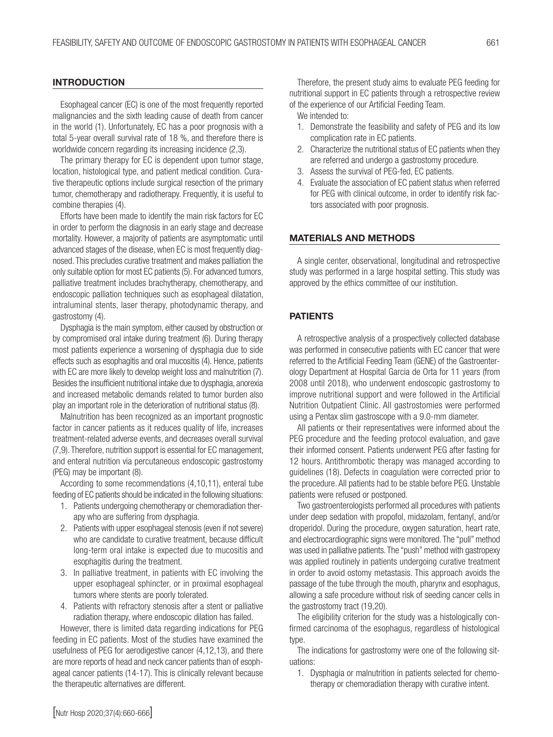## INTRODUCTION

Esophageal cancer (EC) is one of the most frequently reported malignancies and the sixth leading cause of death from cancer in the world (1). Unfortunately, EC has a poor prognosis with a total 5-year overall survival rate of 18 %, and therefore there is worldwide concern regarding its increasing incidence (2,3).

The primary therapy for EC is dependent upon tumor stage, location, histological type, and patient medical condition. Curative therapeutic options include surgical resection of the primary tumor, chemotherapy and radiotherapy. Frequently, it is useful to combine therapies (4).

Efforts have been made to identify the main risk factors for EC in order to perform the diagnosis in an early stage and decrease mortality. However, a majority of patients are asymptomatic until advanced stages of the disease, when EC is most frequently diagnosed. This precludes curative treatment and makes palliation the only suitable option for most EC patients (5). For advanced tumors, palliative treatment includes brachytherapy, chemotherapy, and endoscopic palliation techniques such as esophageal dilatation, intraluminal stents, laser therapy, photodynamic therapy, and gastrostomy (4).

Dysphagia is the main symptom, either caused by obstruction or by compromised oral intake during treatment (6). During therapy most patients experience a worsening of dysphagia due to side effects such as esophagitis and oral mucositis (4). Hence, patients with EC are more likely to develop weight loss and malnutrition (7). Besides the insufficient nutritional intake due to dysphagia, anorexia and increased metabolic demands related to tumor burden also play an important role in the deterioration of nutritional status (8).

Malnutrition has been recognized as an important prognostic factor in cancer patients as it reduces quality of life, increases treatment-related adverse events, and decreases overall survival (7,9). Therefore, nutrition support is essential for EC management, and enteral nutrition via percutaneous endoscopic gastrostomy (PEG) may be important (8).

According to some recommendations (4,10,11), enteral tube feeding of EC patients should be indicated in the following situations:

1. Patients undergoing chemotherapy or chemoradiation therapy who are suffering from dysphagia.
2. Patients with upper esophageal stenosis (even if not severe) who are candidate to curative treatment, because difficult long-term oral intake is expected due to mucositis and esophagitis during the treatment.
3. In palliative treatment, in patients with EC involving the upper esophageal sphincter, or in proximal esophageal tumors where stents are poorly tolerated.
4. Patients with refractory stenosis after a stent or palliative radiation therapy, where endoscopic dilation has failed.

However, there is limited data regarding indications for PEG feeding in EC patients. Most of the studies have examined the usefulness of PEG for aerodigestive cancer (4,12,13), and there are more reports of head and neck cancer patients than of esophageal cancer patients (14-17). This is clinically relevant because the therapeutic alternatives are different.

Therefore, the present study aims to evaluate PEG feeding for nutritional support in EC patients through a retrospective review of the experience of our Artificial Feeding Team.

We intended to:

1. Demonstrate the feasibility and safety of PEG and its low complication rate in EC patients.
2. Characterize the nutritional status of EC patients when they are referred and undergo a gastrostomy procedure.
3. Assess the survival of PEG-fed, EC patients.
4. Evaluate the association of EC patient status when referred for PEG with clinical outcome, in order to identify risk factors associated with poor prognosis.

## MATERIALS AND METHODS

A single center, observational, longitudinal and retrospective study was performed in a large hospital setting. This study was approved by the ethics committee of our institution.

## PATIENTS

A retrospective analysis of a prospectively collected database was performed in consecutive patients with EC cancer that were referred to the Artificial Feeding Team (GENE) of the Gastroenterology Department at Hospital Garcia de Orta for 11 years (from 2008 until 2018), who underwent endoscopic gastrostomy to improve nutritional support and were followed in the Artificial Nutrition Outpatient Clinic. All gastrostomies were performed using a Pentax slim gastroscope with a 9.0-mm diameter.

All patients or their representatives were informed about the PEG procedure and the feeding protocol evaluation, and gave their informed consent. Patients underwent PEG after fasting for 12 hours. Antithrombotic therapy was managed according to guidelines (18). Defects in coagulation were corrected prior to the procedure. All patients had to be stable before PEG. Unstable patients were refused or postponed.

Two gastroenterologists performed all procedures with patients under deep sedation with propofol, midazolam, fentanyl, and/or droperidol. During the procedure, oxygen saturation, heart rate, and electrocardiographic signs were monitored. The "pull" method was used in palliative patients. The "push" method with gastropexy was applied routinely in patients undergoing curative treatment in order to avoid ostomy metastasis. This approach avoids the passage of the tube through the mouth, pharynx and esophagus, allowing a safe procedure without risk of seeding cancer cells in the gastrostomy tract (19,20).

The eligibility criterion for the study was a histologically confirmed carcinoma of the esophagus, regardless of histological type.

The indications for gastrostomy were one of the following situations:

1. Dysphagia or malnutrition in patients selected for chemotherapy or chemoradiation therapy with curative intent.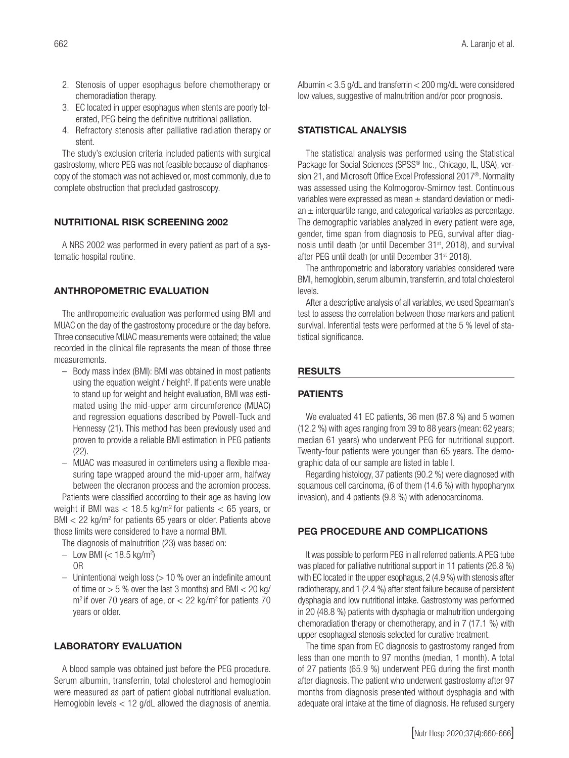2. Stenosis of upper esophagus before chemotherapy or chemoradiation therapy.
3. EC located in upper esophagus when stents are poorly tolerated, PEG being the definitive nutritional palliation.
4. Refractory stenosis after palliative radiation therapy or stent.

The study's exclusion criteria included patients with surgical gastrostomy, where PEG was not feasible because of diaphanoscopy of the stomach was not achieved or, most commonly, due to complete obstruction that precluded gastroscopy.

## NUTRITIONAL RISK SCREENING 2002

A NRS 2002 was performed in every patient as part of a systematic hospital routine.

## ANTHROPOMETRIC EVALUATION

The anthropometric evaluation was performed using BMI and MUAC on the day of the gastrostomy procedure or the day before. Three consecutive MUAC measurements were obtained; the value recorded in the clinical file represents the mean of those three measurements.

- Body mass index (BMI): BMI was obtained in most patients using the equation weight / height$^2$. If patients were unable to stand up for weight and height evaluation, BMI was estimated using the mid-upper arm circumference (MUAC) and regression equations described by Powell-Tuck and Hennessy (21). This method has been previously used and proven to provide a reliable BMI estimation in PEG patients (22).
- MUAC was measured in centimeters using a flexible measuring tape wrapped around the mid-upper arm, halfway between the olecranon process and the acromion process.

Patients were classified according to their age as having low weight if BMI was < 18.5 kg/m$^2$ for patients < 65 years, or BMI < 22 kg/m$^2$ for patients 65 years or older. Patients above those limits were considered to have a normal BMI.

The diagnosis of malnutrition (23) was based on:

- Low BMI (< 18.5 kg/m$^2$)
  OR
- Unintentional weigh loss (> 10 % over an indefinite amount of time or > 5 % over the last 3 months) and BMI < 20 kg/m$^2$ if over 70 years of age, or < 22 kg/m$^2$ for patients 70 years or older.

## LABORATORY EVALUATION

A blood sample was obtained just before the PEG procedure. Serum albumin, transferrin, total cholesterol and hemoglobin were measured as part of patient global nutritional evaluation. Hemoglobin levels < 12 g/dL allowed the diagnosis of anemia. Albumin < 3.5 g/dL and transferrin < 200 mg/dL were considered low values, suggestive of malnutrition and/or poor prognosis.

## STATISTICAL ANALYSIS

The statistical analysis was performed using the Statistical Package for Social Sciences (SPSS® Inc., Chicago, IL, USA), version 21, and Microsoft Office Excel Professional 2017®. Normality was assessed using the Kolmogorov-Smirnov test. Continuous variables were expressed as mean ± standard deviation or median ± interquartile range, and categorical variables as percentage. The demographic variables analyzed in every patient were age, gender, time span from diagnosis to PEG, survival after diagnosis until death (or until December 31st, 2018), and survival after PEG until death (or until December 31st 2018).

The anthropometric and laboratory variables considered were BMI, hemoglobin, serum albumin, transferrin, and total cholesterol levels.

After a descriptive analysis of all variables, we used Spearman's test to assess the correlation between those markers and patient survival. Inferential tests were performed at the 5 % level of statistical significance.

# RESULTS

## PATIENTS

We evaluated 41 EC patients, 36 men (87.8 %) and 5 women (12.2 %) with ages ranging from 39 to 88 years (mean: 62 years; median 61 years) who underwent PEG for nutritional support. Twenty-four patients were younger than 65 years. The demographic data of our sample are listed in table I.

Regarding histology, 37 patients (90.2 %) were diagnosed with squamous cell carcinoma, (6 of them (14.6 %) with hypopharynx invasion), and 4 patients (9.8 %) with adenocarcinoma.

## PEG PROCEDURE AND COMPLICATIONS

It was possible to perform PEG in all referred patients. A PEG tube was placed for palliative nutritional support in 11 patients (26.8 %) with EC located in the upper esophagus, 2 (4.9 %) with stenosis after radiotherapy, and 1 (2.4 %) after stent failure because of persistent dysphagia and low nutritional intake. Gastrostomy was performed in 20 (48.8 %) patients with dysphagia or malnutrition undergoing chemoradiation therapy or chemotherapy, and in 7 (17.1 %) with upper esophageal stenosis selected for curative treatment.

The time span from EC diagnosis to gastrostomy ranged from less than one month to 97 months (median, 1 month). A total of 27 patients (65.9 %) underwent PEG during the first month after diagnosis. The patient who underwent gastrostomy after 97 months from diagnosis presented without dysphagia and with adequate oral intake at the time of diagnosis. He refused surgery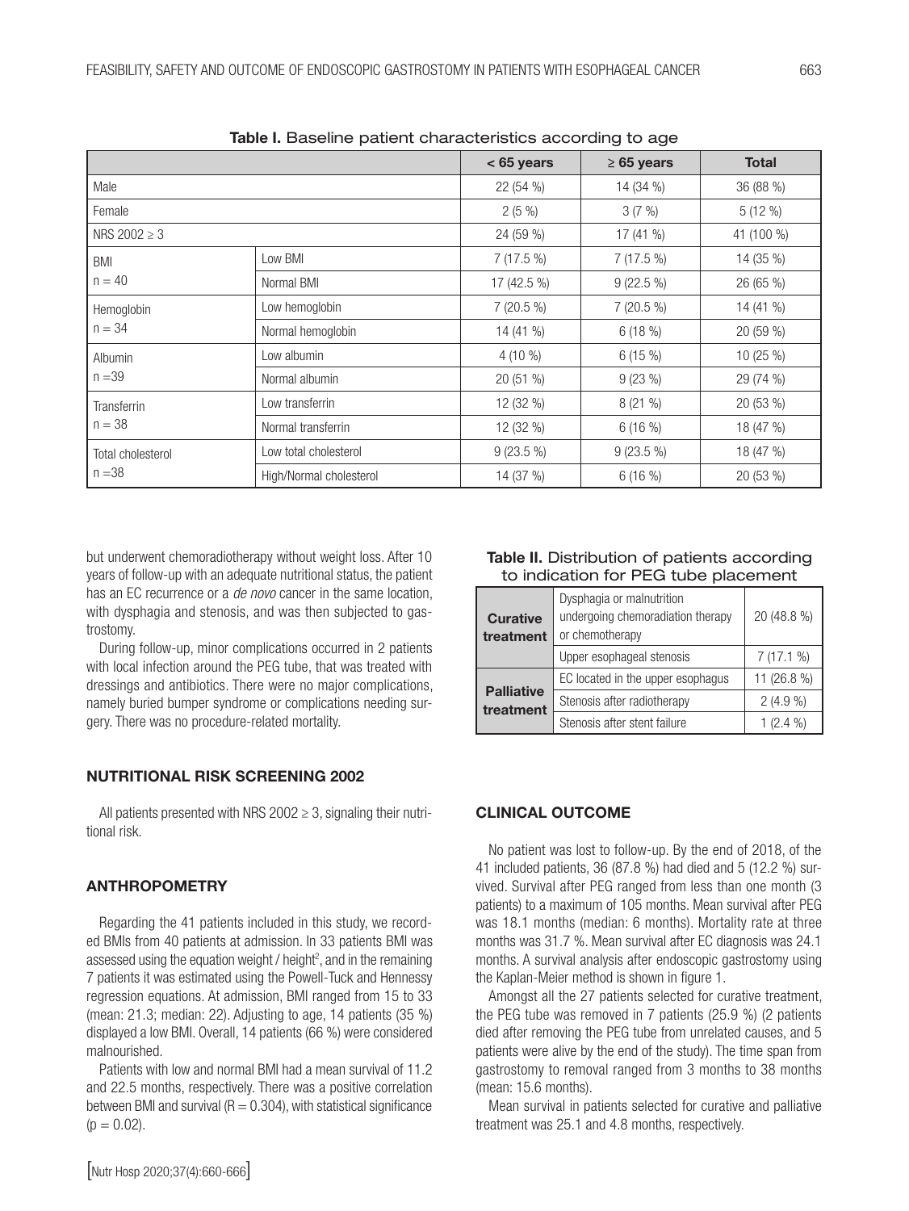**Table I.** Baseline patient characteristics according to age

| | | < 65 years | ≥ 65 years | Total |
|---|---|---|---|---|
| Male | | 22 (54 %) | 14 (34 %) | 36 (88 %) |
| Female | | 2 (5 %) | 3 (7 %) | 5 (12 %) |
| NRS 2002 ≥ 3 | | 24 (59 %) | 17 (41 %) | 41 (100 %) |
| BMI n = 40 | Low BMI | 7 (17.5 %) | 7 (17.5 %) | 14 (35 %) |
| | Normal BMI | 17 (42.5 %) | 9 (22.5 %) | 26 (65 %) |
| Hemoglobin n = 34 | Low hemoglobin | 7 (20.5 %) | 7 (20.5 %) | 14 (41 %) |
| | Normal hemoglobin | 14 (41 %) | 6 (18 %) | 20 (59 %) |
| Albumin n =39 | Low albumin | 4 (10 %) | 6 (15 %) | 10 (25 %) |
| | Normal albumin | 20 (51 %) | 9 (23 %) | 29 (74 %) |
| Transferrin n = 38 | Low transferrin | 12 (32 %) | 8 (21 %) | 20 (53 %) |
| | Normal transferrin | 12 (32 %) | 6 (16 %) | 18 (47 %) |
| Total cholesterol n =38 | Low total cholesterol | 9 (23.5 %) | 9 (23.5 %) | 18 (47 %) |
| | High/Normal cholesterol | 14 (37 %) | 6 (16 %) | 20 (53 %) |

but underwent chemoradiotherapy without weight loss. After 10 years of follow-up with an adequate nutritional status, the patient has an EC recurrence or a *de novo* cancer in the same location, with dysphagia and stenosis, and was then subjected to gastrostomy.

During follow-up, minor complications occurred in 2 patients with local infection around the PEG tube, that was treated with dressings and antibiotics. There were no major complications, namely buried bumper syndrome or complications needing surgery. There was no procedure-related mortality.

## NUTRITIONAL RISK SCREENING 2002

All patients presented with NRS 2002 ≥ 3, signaling their nutritional risk.

## ANTHROPOMETRY

Regarding the 41 patients included in this study, we recorded BMIs from 40 patients at admission. In 33 patients BMI was assessed using the equation weight / height$^2$, and in the remaining 7 patients it was estimated using the Powell-Tuck and Hennessy regression equations. At admission, BMI ranged from 15 to 33 (mean: 21.3; median: 22). Adjusting to age, 14 patients (35 %) displayed a low BMI. Overall, 14 patients (66 %) were considered malnourished.

Patients with low and normal BMI had a mean survival of 11.2 and 22.5 months, respectively. There was a positive correlation between BMI and survival ($R = 0.304$), with statistical significance ($p = 0.02$).

**Table II.** Distribution of patients according to indication for PEG tube placement

| | | |
|---|---|---|
| **Curative treatment** | Dysphagia or malnutrition undergoing chemoradiation therapy or chemotherapy | 20 (48.8 %) |
| | Upper esophageal stenosis | 7 (17.1 %) |
| **Palliative treatment** | EC located in the upper esophagus | 11 (26.8 %) |
| | Stenosis after radiotherapy | 2 (4.9 %) |
| | Stenosis after stent failure | 1 (2.4 %) |

## CLINICAL OUTCOME

No patient was lost to follow-up. By the end of 2018, of the 41 included patients, 36 (87.8 %) had died and 5 (12.2 %) survived. Survival after PEG ranged from less than one month (3 patients) to a maximum of 105 months. Mean survival after PEG was 18.1 months (median: 6 months). Mortality rate at three months was 31.7 %. Mean survival after EC diagnosis was 24.1 months. A survival analysis after endoscopic gastrostomy using the Kaplan-Meier method is shown in figure 1.

Amongst all the 27 patients selected for curative treatment, the PEG tube was removed in 7 patients (25.9 %) (2 patients died after removing the PEG tube from unrelated causes, and 5 patients were alive by the end of the study). The time span from gastrostomy to removal ranged from 3 months to 38 months (mean: 15.6 months).

Mean survival in patients selected for curative and palliative treatment was 25.1 and 4.8 months, respectively.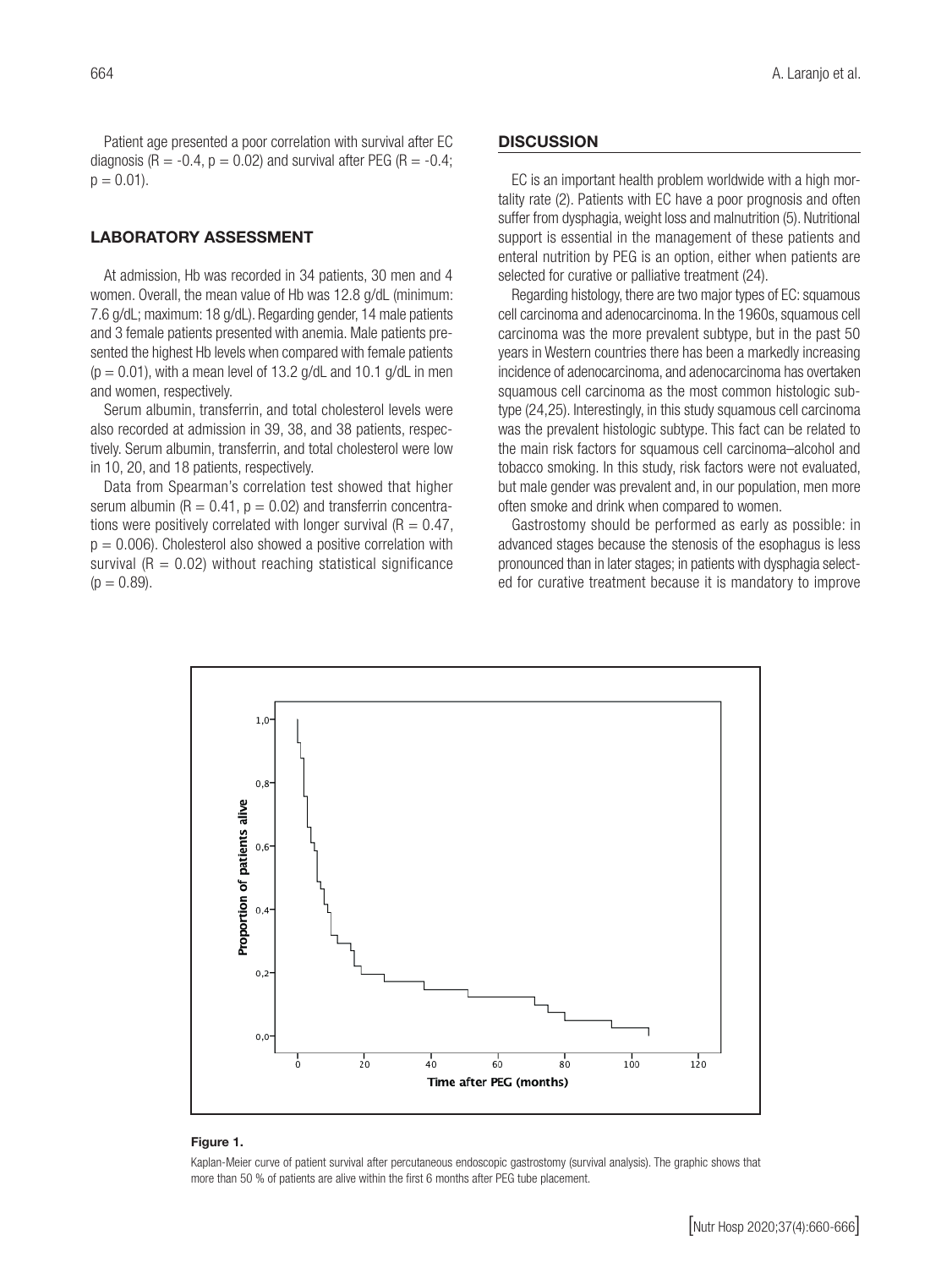Patient age presented a poor correlation with survival after EC diagnosis ($R = -0.4$, $p = 0.02$) and survival after PEG ($R = -0.4$; $p = 0.01$).

## LABORATORY ASSESSMENT

At admission, Hb was recorded in 34 patients, 30 men and 4 women. Overall, the mean value of Hb was 12.8 g/dL (minimum: 7.6 g/dL; maximum: 18 g/dL). Regarding gender, 14 male patients and 3 female patients presented with anemia. Male patients presented the highest Hb levels when compared with female patients ($p = 0.01$), with a mean level of 13.2 g/dL and 10.1 g/dL in men and women, respectively.

Serum albumin, transferrin, and total cholesterol levels were also recorded at admission in 39, 38, and 38 patients, respectively. Serum albumin, transferrin, and total cholesterol were low in 10, 20, and 18 patients, respectively.

Data from Spearman's correlation test showed that higher serum albumin ($R = 0.41$, $p = 0.02$) and transferrin concentrations were positively correlated with longer survival ($R = 0.47$, $p = 0.006$). Cholesterol also showed a positive correlation with survival ($R = 0.02$) without reaching statistical significance ($p = 0.89$).

## DISCUSSION

EC is an important health problem worldwide with a high mortality rate (2). Patients with EC have a poor prognosis and often suffer from dysphagia, weight loss and malnutrition (5). Nutritional support is essential in the management of these patients and enteral nutrition by PEG is an option, either when patients are selected for curative or palliative treatment (24).

Regarding histology, there are two major types of EC: squamous cell carcinoma and adenocarcinoma. In the 1960s, squamous cell carcinoma was the more prevalent subtype, but in the past 50 years in Western countries there has been a markedly increasing incidence of adenocarcinoma, and adenocarcinoma has overtaken squamous cell carcinoma as the most common histologic subtype (24,25). Interestingly, in this study squamous cell carcinoma was the prevalent histologic subtype. This fact can be related to the main risk factors for squamous cell carcinoma–alcohol and tobacco smoking. In this study, risk factors were not evaluated, but male gender was prevalent and, in our population, men more often smoke and drink when compared to women.

Gastrostomy should be performed as early as possible: in advanced stages because the stenosis of the esophagus is less pronounced than in later stages; in patients with dysphagia selected for curative treatment because it is mandatory to improve

**Figure 1.**

Kaplan-Meier curve of patient survival after percutaneous endoscopic gastrostomy (survival analysis). The graphic shows that more than 50 % of patients are alive within the first 6 months after PEG tube placement.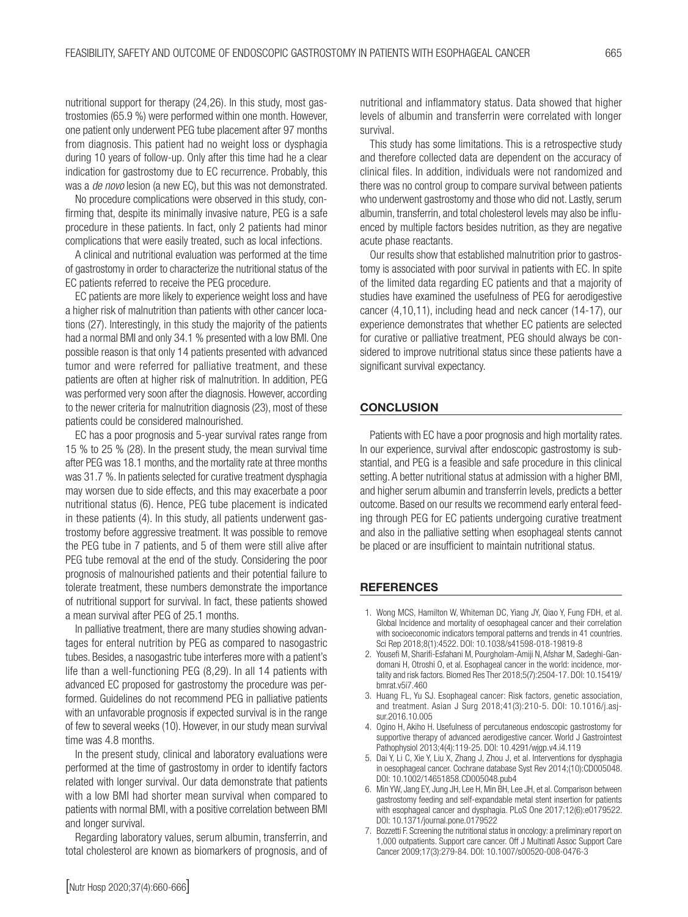nutritional support for therapy (24,26). In this study, most gastrostomies (65.9 %) were performed within one month. However, one patient only underwent PEG tube placement after 97 months from diagnosis. This patient had no weight loss or dysphagia during 10 years of follow-up. Only after this time had he a clear indication for gastrostomy due to EC recurrence. Probably, this was a *de novo* lesion (a new EC), but this was not demonstrated.

No procedure complications were observed in this study, confirming that, despite its minimally invasive nature, PEG is a safe procedure in these patients. In fact, only 2 patients had minor complications that were easily treated, such as local infections.

A clinical and nutritional evaluation was performed at the time of gastrostomy in order to characterize the nutritional status of the EC patients referred to receive the PEG procedure.

EC patients are more likely to experience weight loss and have a higher risk of malnutrition than patients with other cancer locations (27). Interestingly, in this study the majority of the patients had a normal BMI and only 34.1 % presented with a low BMI. One possible reason is that only 14 patients presented with advanced tumor and were referred for palliative treatment, and these patients are often at higher risk of malnutrition. In addition, PEG was performed very soon after the diagnosis. However, according to the newer criteria for malnutrition diagnosis (23), most of these patients could be considered malnourished.

EC has a poor prognosis and 5-year survival rates range from 15 % to 25 % (28). In the present study, the mean survival time after PEG was 18.1 months, and the mortality rate at three months was 31.7 %. In patients selected for curative treatment dysphagia may worsen due to side effects, and this may exacerbate a poor nutritional status (6). Hence, PEG tube placement is indicated in these patients (4). In this study, all patients underwent gastrostomy before aggressive treatment. It was possible to remove the PEG tube in 7 patients, and 5 of them were still alive after PEG tube removal at the end of the study. Considering the poor prognosis of malnourished patients and their potential failure to tolerate treatment, these numbers demonstrate the importance of nutritional support for survival. In fact, these patients showed a mean survival after PEG of 25.1 months.

In palliative treatment, there are many studies showing advantages for enteral nutrition by PEG as compared to nasogastric tubes. Besides, a nasogastric tube interferes more with a patient's life than a well-functioning PEG (8,29). In all 14 patients with advanced EC proposed for gastrostomy the procedure was performed. Guidelines do not recommend PEG in palliative patients with an unfavorable prognosis if expected survival is in the range of few to several weeks (10). However, in our study mean survival time was 4.8 months.

In the present study, clinical and laboratory evaluations were performed at the time of gastrostomy in order to identify factors related with longer survival. Our data demonstrate that patients with a low BMI had shorter mean survival when compared to patients with normal BMI, with a positive correlation between BMI and longer survival.

Regarding laboratory values, serum albumin, transferrin, and total cholesterol are known as biomarkers of prognosis, and of nutritional and inflammatory status. Data showed that higher levels of albumin and transferrin were correlated with longer survival.

This study has some limitations. This is a retrospective study and therefore collected data are dependent on the accuracy of clinical files. In addition, individuals were not randomized and there was no control group to compare survival between patients who underwent gastrostomy and those who did not. Lastly, serum albumin, transferrin, and total cholesterol levels may also be influenced by multiple factors besides nutrition, as they are negative acute phase reactants.

Our results show that established malnutrition prior to gastrostomy is associated with poor survival in patients with EC. In spite of the limited data regarding EC patients and that a majority of studies have examined the usefulness of PEG for aerodigestive cancer (4,10,11), including head and neck cancer (14-17), our experience demonstrates that whether EC patients are selected for curative or palliative treatment, PEG should always be considered to improve nutritional status since these patients have a significant survival expectancy.

## CONCLUSION

Patients with EC have a poor prognosis and high mortality rates. In our experience, survival after endoscopic gastrostomy is substantial, and PEG is a feasible and safe procedure in this clinical setting. A better nutritional status at admission with a higher BMI, and higher serum albumin and transferrin levels, predicts a better outcome. Based on our results we recommend early enteral feeding through PEG for EC patients undergoing curative treatment and also in the palliative setting when esophageal stents cannot be placed or are insufficient to maintain nutritional status.

## REFERENCES

1. Wong MCS, Hamilton W, Whiteman DC, Yiang JY, Qiao Y, Fung FDH, et al. Global Incidence and mortality of oesophageal cancer and their correlation with socioeconomic indicators temporal patterns and trends in 41 countries. Sci Rep 2018;8(1):4522. DOI: 10.1038/s41598-018-19819-8
2. Yousefi M, Sharifi-Esfahani M, Pourgholam-Amiji N, Afshar M, Sadeghi-Gandomani H, Otroshi O, et al. Esophageal cancer in the world: incidence, mortality and risk factors. Biomed Res Ther 2018;5(7):2504-17. DOI: 10.15419/bmrat.v5i7.460
3. Huang FL, Yu SJ. Esophageal cancer: Risk factors, genetic association, and treatment. Asian J Surg 2018;41(3):210-5. DOI: 10.1016/j.asjsur.2016.10.005
4. Ogino H, Akiho H. Usefulness of percutaneous endoscopic gastrostomy for supportive therapy of advanced aerodigestive cancer. World J Gastrointest Pathophysiol 2013;4(4):119-25. DOI: 10.4291/wjgp.v4.i4.119
5. Dai Y, Li C, Xie Y, Liu X, Zhang J, Zhou J, et al. Interventions for dysphagia in oesophageal cancer. Cochrane database Syst Rev 2014;(10):CD005048. DOI: 10.1002/14651858.CD005048.pub4
6. Min YW, Jang EY, Jung JH, Lee H, Min BH, Lee JH, et al. Comparison between gastrostomy feeding and self-expandable metal stent insertion for patients with esophageal cancer and dysphagia. PLoS One 2017;12(6):e0179522. DOI: 10.1371/journal.pone.0179522
7. Bozzetti F. Screening the nutritional status in oncology: a preliminary report on 1,000 outpatients. Support care cancer. Off J Multinatl Assoc Support Care Cancer 2009;17(3):279-84. DOI: 10.1007/s00520-008-0476-3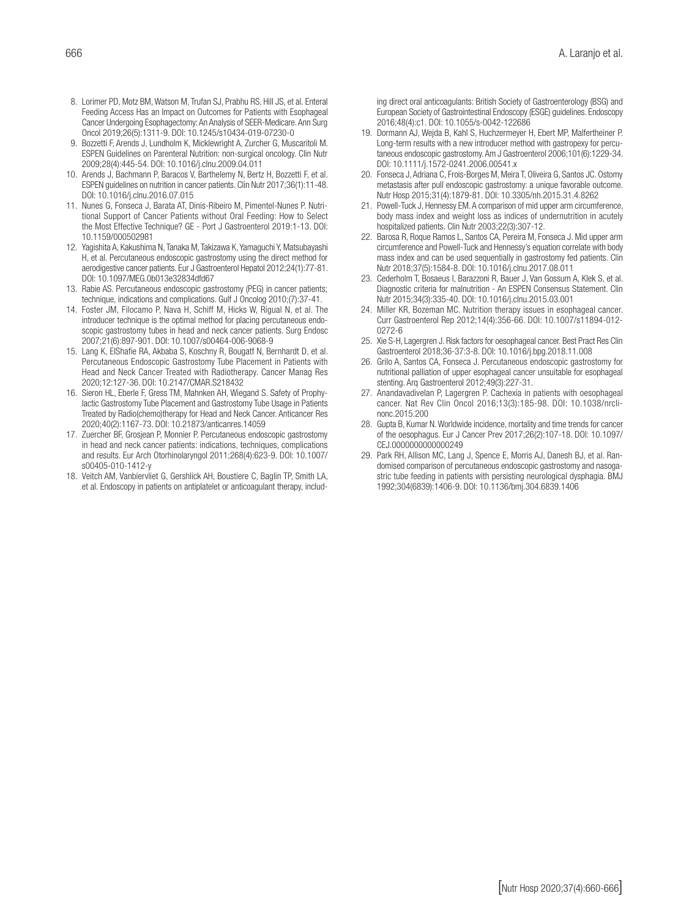8. Lorimer PD, Motz BM, Watson M, Trufan SJ, Prabhu RS, Hill JS, et al. Enteral Feeding Access Has an Impact on Outcomes for Patients with Esophageal Cancer Undergoing Esophagectomy: An Analysis of SEER-Medicare. Ann Surg Oncol 2019;26(5):1311-9. DOI: 10.1245/s10434-019-07230-0
9. Bozzetti F, Arends J, Lundholm K, Micklewright A, Zurcher G, Muscaritoli M. ESPEN Guidelines on Parenteral Nutrition: non-surgical oncology. Clin Nutr 2009;28(4):445-54. DOI: 10.1016/j.clnu.2009.04.011
10. Arends J, Bachmann P, Baracos V, Barthelemy N, Bertz H, Bozzetti F, et al. ESPEN guidelines on nutrition in cancer patients. Clin Nutr 2017;36(1):11-48. DOI: 10.1016/j.clnu.2016.07.015
11. Nunes G, Fonseca J, Barata AT, Dinis-Ribeiro M, Pimentel-Nunes P. Nutritional Support of Cancer Patients without Oral Feeding: How to Select the Most Effective Technique? GE - Port J Gastroenterol 2019:1-13. DOI: 10.1159/000502981
12. Yagishita A, Kakushima N, Tanaka M, Takizawa K, Yamaguchi Y, Matsubayashi H, et al. Percutaneous endoscopic gastrostomy using the direct method for aerodigestive cancer patients. Eur J Gastroenterol Hepatol 2012;24(1):77-81. DOI: 10.1097/MEG.0b013e32834dfd67
13. Rabie AS. Percutaneous endoscopic gastrostomy (PEG) in cancer patients; technique, indications and complications. Gulf J Oncolog 2010;(7):37-41.
14. Foster JM, Filocamo P, Nava H, Schiff M, Hicks W, Rigual N, et al. The introducer technique is the optimal method for placing percutaneous endoscopic gastrostomy tubes in head and neck cancer patients. Surg Endosc 2007;21(6):897-901. DOI: 10.1007/s00464-006-9068-9
15. Lang K, ElShafie RA, Akbaba S, Koschny R, Bougatf N, Bernhardt D, et al. Percutaneous Endoscopic Gastrostomy Tube Placement in Patients with Head and Neck Cancer Treated with Radiotherapy. Cancer Manag Res 2020;12:127-36. DOI: 10.2147/CMAR.S218432
16. Sieron HL, Eberle F, Gress TM, Mahnken AH, Wiegand S. Safety of Prophylactic Gastrostomy Tube Placement and Gastrostomy Tube Usage in Patients Treated by Radio(chemo)therapy for Head and Neck Cancer. Anticancer Res 2020;40(2):1167-73. DOI: 10.21873/anticanres.14059
17. Zuercher BF, Grosjean P, Monnier P. Percutaneous endoscopic gastrostomy in head and neck cancer patients: indications, techniques, complications and results. Eur Arch Otorhinolaryngol 2011;268(4):623-9. DOI: 10.1007/s00405-010-1412-y
18. Veitch AM, Vanbiervliet G, Gershlick AH, Boustiere C, Baglin TP, Smith LA, et al. Endoscopy in patients on antiplatelet or anticoagulant therapy, including direct oral anticoagulants: British Society of Gastroenterology (BSG) and European Society of Gastrointestinal Endoscopy (ESGE) guidelines. Endoscopy 2016;48(4):c1. DOI: 10.1055/s-0042-122686
19. Dormann AJ, Wejda B, Kahl S, Huchzermeyer H, Ebert MP, Malfertheiner P. Long-term results with a new introducer method with gastropexy for percutaneous endoscopic gastrostomy. Am J Gastroenterol 2006;101(6):1229-34. DOI: 10.1111/j.1572-0241.2006.00541.x
20. Fonseca J, Adriana C, Frois-Borges M, Meira T, Oliveira G, Santos JC. Ostomy metastasis after pull endoscopic gastrostomy: a unique favorable outcome. Nutr Hosp 2015;31(4):1879-81. DOI: 10.3305/nh.2015.31.4.8262
21. Powell-Tuck J, Hennessy EM. A comparison of mid upper arm circumference, body mass index and weight loss as indices of undernutrition in acutely hospitalized patients. Clin Nutr 2003;22(3):307-12.
22. Barosa R, Roque Ramos L, Santos CA, Pereira M, Fonseca J. Mid upper arm circumference and Powell-Tuck and Hennessy's equation correlate with body mass index and can be used sequentially in gastrostomy fed patients. Clin Nutr 2018;37(5):1584-8. DOI: 10.1016/j.clnu.2017.08.011
23. Cederholm T, Bosaeus I, Barazzoni R, Bauer J, Van Gossum A, Klek S, et al. Diagnostic criteria for malnutrition - An ESPEN Consensus Statement. Clin Nutr 2015;34(3):335-40. DOI: 10.1016/j.clnu.2015.03.001
24. Miller KR, Bozeman MC. Nutrition therapy issues in esophageal cancer. Curr Gastroenterol Rep 2012;14(4):356-66. DOI: 10.1007/s11894-012-0272-6
25. Xie S-H, Lagergren J. Risk factors for oesophageal cancer. Best Pract Res Clin Gastroenterol 2018;36-37:3-8. DOI: 10.1016/j.bpg.2018.11.008
26. Grilo A, Santos CA, Fonseca J. Percutaneous endoscopic gastrostomy for nutritional palliation of upper esophageal cancer unsuitable for esophageal stenting. Arq Gastroenterol 2012;49(3):227-31.
27. Anandavadivelan P, Lagergren P. Cachexia in patients with oesophageal cancer. Nat Rev Clin Oncol 2016;13(3):185-98. DOI: 10.1038/nrclinonc.2015.200
28. Gupta B, Kumar N. Worldwide incidence, mortality and time trends for cancer of the oesophagus. Eur J Cancer Prev 2017;26(2):107-18. DOI: 10.1097/CEJ.0000000000000249
29. Park RH, Allison MC, Lang J, Spence E, Morris AJ, Danesh BJ, et al. Randomised comparison of percutaneous endoscopic gastrostomy and nasogastric tube feeding in patients with persisting neurological dysphagia. BMJ 1992;304(6839):1406-9. DOI: 10.1136/bmj.304.6839.1406